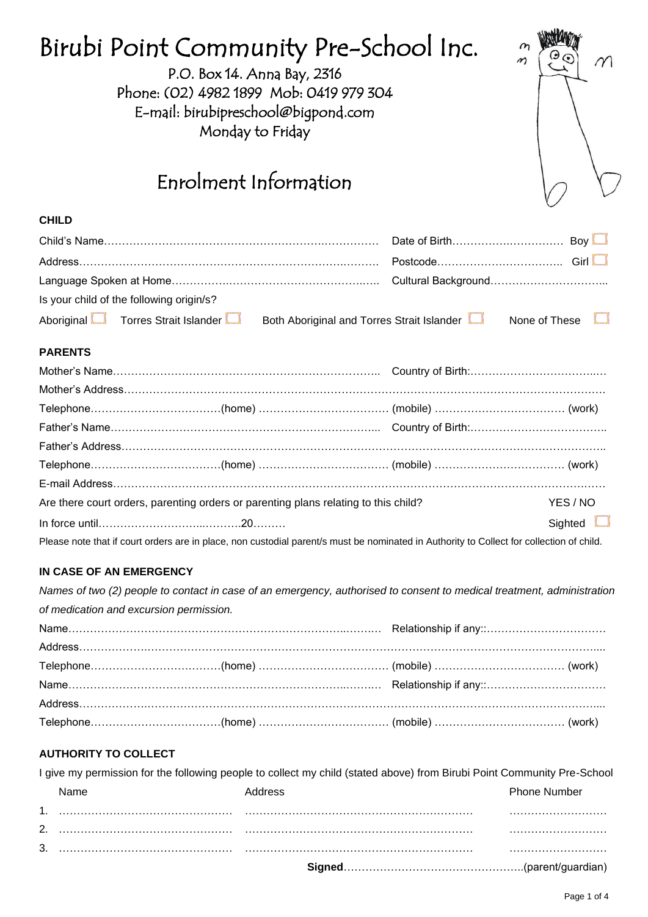# Birubi Point Community Pre-School Inc.

P.O. Box 14. Anna Bay, 2316
Phone: (02) 4982 1899 Mob: 0419 979 304
E-mail: birubipreschool@bigpond.com
Monday to Friday

## Enrolment Information

### CHILD

Child's Name………………………………………………………………… Date of Birth…………….…………… Boy ☐

Address………………………………………………………………………… Postcode……………………………… Girl ☐

Language Spoken at Home…………………………………………………… Cultural Background…………………………..

Is your child of the following origin/s?

Aboriginal ☐ Torres Strait Islander ☐ Both Aboriginal and Torres Strait Islander ☐ None of These ☐

### PARENTS

Mother's Name……………………………………………………………….. Country of Birth:………………………………

Mother's Address……………………………………………………………………………………………………………

Telephone………………………………(home) ……………………………… (mobile) ……………………………… (work)

Father's Name……………………………………………………………….. Country of Birth:………………………………

Father's Address……………………………………………………………………………………………………………

Telephone………………………………(home) ……………………………… (mobile) ……………………………… (work)

E-mail Address……………………………………………………………………………………………………………

Are there court orders, parenting orders or parenting plans relating to this child? YES / NO

In force until…………………………...……….20……… Sighted ☐

Please note that if court orders are in place, non custodial parent/s must be nominated in Authority to Collect for collection of child.

### IN CASE OF AN EMERGENCY

*Names of two (2) people to contact in case of an emergency, authorised to consent to medical treatment, administration of medication and excursion permission.*

Name………………………………………………………………………… Relationship if any::……………………………

Address……………………………………………………………………………………………………………………

Telephone………………………………(home) ……………………………… (mobile) ……………………………… (work)

Name………………………………………………………………………… Relationship if any::……………………………

Address……………………………………………………………………………………………………………………

Telephone………………………………(home) ……………………………… (mobile) ……………………………… (work)

### AUTHORITY TO COLLECT

I give my permission for the following people to collect my child (stated above) from Birubi Point Community Pre-School

| | Name | Address | Phone Number |
|---|---|---|---|
| 1. | ………………………………………… | ……………………………………………………… | ……………………… |
| 2. | ………………………………………… | ……………………………………………………… | ……………………… |
| 3. | ………………………………………… | ……………………………………………………… | ……………………… |

**Signed**…………………………………………..(parent/guardian)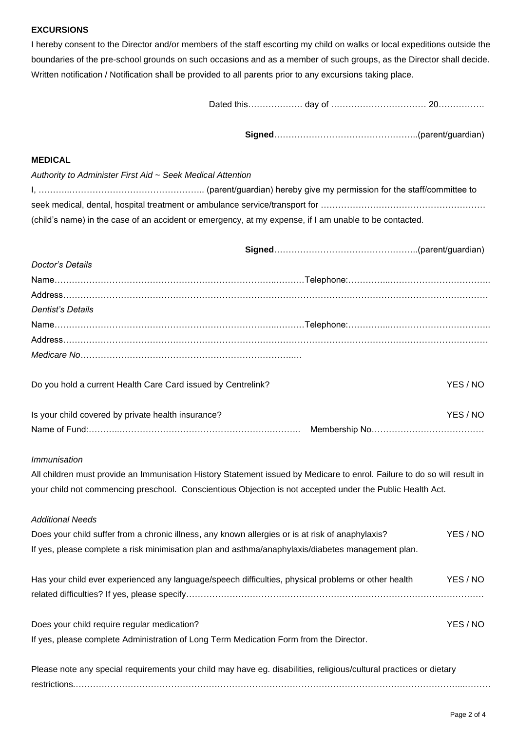## EXCURSIONS

I hereby consent to the Director and/or members of the staff escorting my child on walks or local expeditions outside the boundaries of the pre-school grounds on such occasions and as a member of such groups, as the Director shall decide. Written notification / Notification shall be provided to all parents prior to any excursions taking place.

Dated this………………. day of …………………………… 20…………….

**Signed**…………………………………………..(parent/guardian)

## MEDICAL

*Authority to Administer First Aid ~ Seek Medical Attention*

I, ………..…………………………………….. (parent/guardian) hereby give my permission for the staff/committee to seek medical, dental, hospital treatment or ambulance service/transport for ………………………………………………… (child's name) in the case of an accident or emergency, at my expense, if I am unable to be contacted.

**Signed**…………………………………………..(parent/guardian)

*Doctor's Details*

Name……………………………………………………………………..………Telephone:…………...……………………………..

Address…………………………………………………………………………………………………………………………………

*Dentist's Details*

Name……………………………………………………………………..………Telephone:…………...……………………………..

Address…………………………………………………………………………………………………………………………………

*Medicare No*…………………………………………………………………..…

Do you hold a current Health Care Card issued by Centrelink? YES / NO

Is your child covered by private health insurance? YES / NO

Name of Fund:………..………………………………………………….……….. Membership No…………………………………

*Immunisation*

All children must provide an Immunisation History Statement issued by Medicare to enrol. Failure to do so will result in your child not commencing preschool. Conscientious Objection is not accepted under the Public Health Act.

*Additional Needs*

Does your child suffer from a chronic illness, any known allergies or is at risk of anaphylaxis? YES / NO

If yes, please complete a risk minimisation plan and asthma/anaphylaxis/diabetes management plan.

Has your child ever experienced any language/speech difficulties, physical problems or other health related difficulties? If yes, please specify………………………………………………………………………………………… YES / NO

Does your child require regular medication? YES / NO

If yes, please complete Administration of Long Term Medication Form from the Director.

Please note any special requirements your child may have eg. disabilities, religious/cultural practices or dietary restrictions.……………………………………………………………………………………………………………………...………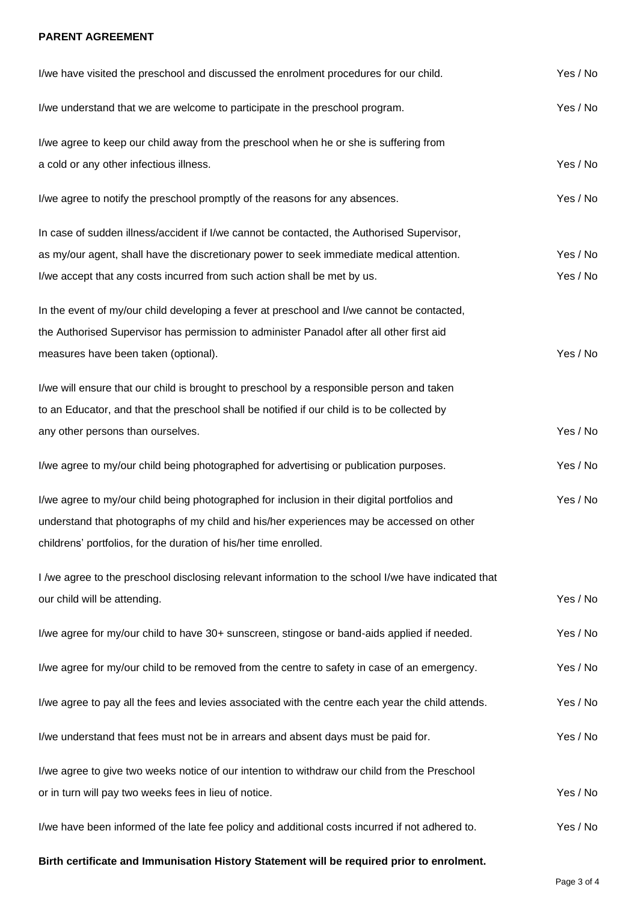**PARENT AGREEMENT**

| Statement | Response |
| --- | --- |
| I/we have visited the preschool and discussed the enrolment procedures for our child. | Yes / No |
| I/we understand that we are welcome to participate in the preschool program. | Yes / No |
| I/we agree to keep our child away from the preschool when he or she is suffering from a cold or any other infectious illness. | Yes / No |
| I/we agree to notify the preschool promptly of the reasons for any absences. | Yes / No |
| In case of sudden illness/accident if I/we cannot be contacted, the Authorised Supervisor, as my/our agent, shall have the discretionary power to seek immediate medical attention. | Yes / No |
| I/we accept that any costs incurred from such action shall be met by us. | Yes / No |
| In the event of my/our child developing a fever at preschool and I/we cannot be contacted, the Authorised Supervisor has permission to administer Panadol after all other first aid measures have been taken (optional). | Yes / No |
| I/we will ensure that our child is brought to preschool by a responsible person and taken to an Educator, and that the preschool shall be notified if our child is to be collected by any other persons than ourselves. | Yes / No |
| I/we agree to my/our child being photographed for advertising or publication purposes. | Yes / No |
| I/we agree to my/our child being photographed for inclusion in their digital portfolios and understand that photographs of my child and his/her experiences may be accessed on other childrens' portfolios, for the duration of his/her time enrolled. | Yes / No |
| I /we agree to the preschool disclosing relevant information to the school I/we have indicated that our child will be attending. | Yes / No |
| I/we agree for my/our child to have 30+ sunscreen, stingose or band-aids applied if needed. | Yes / No |
| I/we agree for my/our child to be removed from the centre to safety in case of an emergency. | Yes / No |
| I/we agree to pay all the fees and levies associated with the centre each year the child attends. | Yes / No |
| I/we understand that fees must not be in arrears and absent days must be paid for. | Yes / No |
| I/we agree to give two weeks notice of our intention to withdraw our child from the Preschool or in turn will pay two weeks fees in lieu of notice. | Yes / No |
| I/we have been informed of the late fee policy and additional costs incurred if not adhered to. | Yes / No |

**Birth certificate and Immunisation History Statement will be required prior to enrolment.**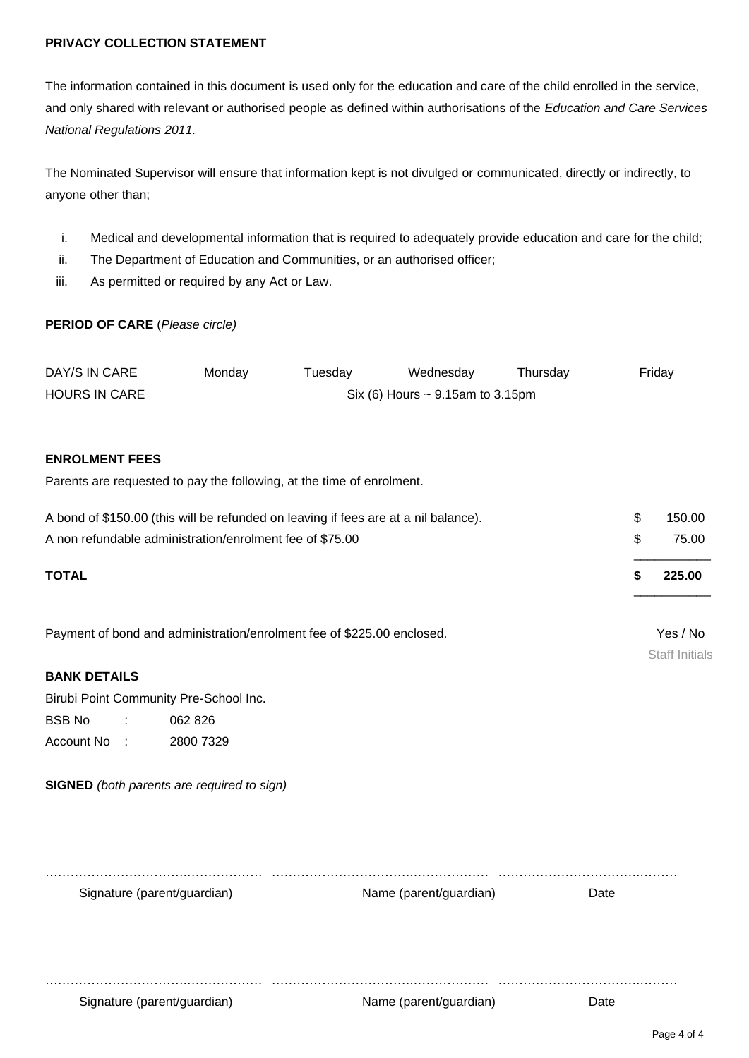**PRIVACY COLLECTION STATEMENT**

The information contained in this document is used only for the education and care of the child enrolled in the service, and only shared with relevant or authorised people as defined within authorisations of the *Education and Care Services National Regulations 2011.*

The Nominated Supervisor will ensure that information kept is not divulged or communicated, directly or indirectly, to anyone other than;

i. Medical and developmental information that is required to adequately provide education and care for the child;
ii. The Department of Education and Communities, or an authorised officer;
iii. As permitted or required by any Act or Law.

**PERIOD OF CARE** (*Please circle)*

| | | | | | |
|---|---|---|---|---|---|
| DAY/S IN CARE | Monday | Tuesday | Wednesday | Thursday | Friday |
| HOURS IN CARE | Six (6) Hours ~ 9.15am to 3.15pm | | | | |

**ENROLMENT FEES**

Parents are requested to pay the following, at the time of enrolment.

| | |
|---|---|
| A bond of $150.00 (this will be refunded on leaving if fees are at a nil balance). | $ 150.00 |
| A non refundable administration/enrolment fee of $75.00 | $ 75.00 |
| **TOTAL** | **$ 225.00** |

Payment of bond and administration/enrolment fee of $225.00 enclosed. Yes / No

Staff Initials

**BANK DETAILS**

Birubi Point Community Pre-School Inc.

BSB No : 062 826

Account No : 2800 7329

**SIGNED** *(both parents are required to sign)*

……………………………………………… ……………………………………………… ……………………………………

Signature (parent/guardian) Name (parent/guardian) Date

……………………………………………… ……………………………………………… ……………………………………

Signature (parent/guardian) Name (parent/guardian) Date